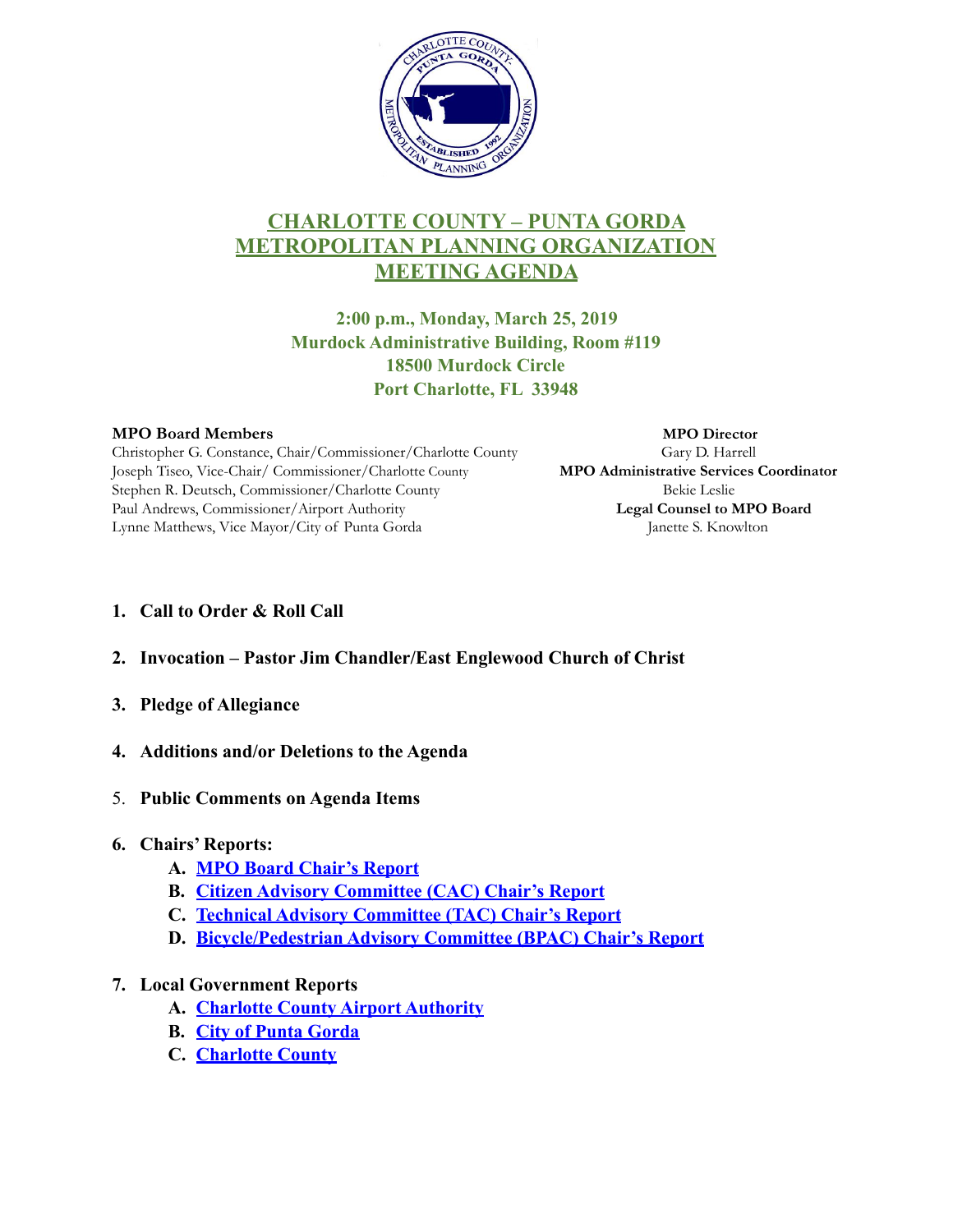# CHARLOTTE COUNTY – PUNTA GORDA METROPOLITAN PLANNING ORGANIZATION MEETING AGENDA

**2:00 p.m., Monday, March 25, 2019**
**Murdock Administrative Building, Room #119**
**18500 Murdock Circle**
**Port Charlotte, FL 33948**

**MPO Board Members**
Christopher G. Constance, Chair/Commissioner/Charlotte County
Joseph Tiseo, Vice-Chair/ Commissioner/Charlotte County
Stephen R. Deutsch, Commissioner/Charlotte County
Paul Andrews, Commissioner/Airport Authority
Lynne Matthews, Vice Mayor/City of Punta Gorda

**MPO Director**
Gary D. Harrell
**MPO Administrative Services Coordinator**
Bekie Leslie
**Legal Counsel to MPO Board**
Janette S. Knowlton

1. **Call to Order & Roll Call**
2. **Invocation – Pastor Jim Chandler/East Englewood Church of Christ**
3. **Pledge of Allegiance**
4. **Additions and/or Deletions to the Agenda**
5. **Public Comments on Agenda Items**
6. **Chairs' Reports:**
   - **A. MPO Board Chair's Report**
   - **B. Citizen Advisory Committee (CAC) Chair's Report**
   - **C. Technical Advisory Committee (TAC) Chair's Report**
   - **D. Bicycle/Pedestrian Advisory Committee (BPAC) Chair's Report**
7. **Local Government Reports**
   - **A. Charlotte County Airport Authority**
   - **B. City of Punta Gorda**
   - **C. Charlotte County**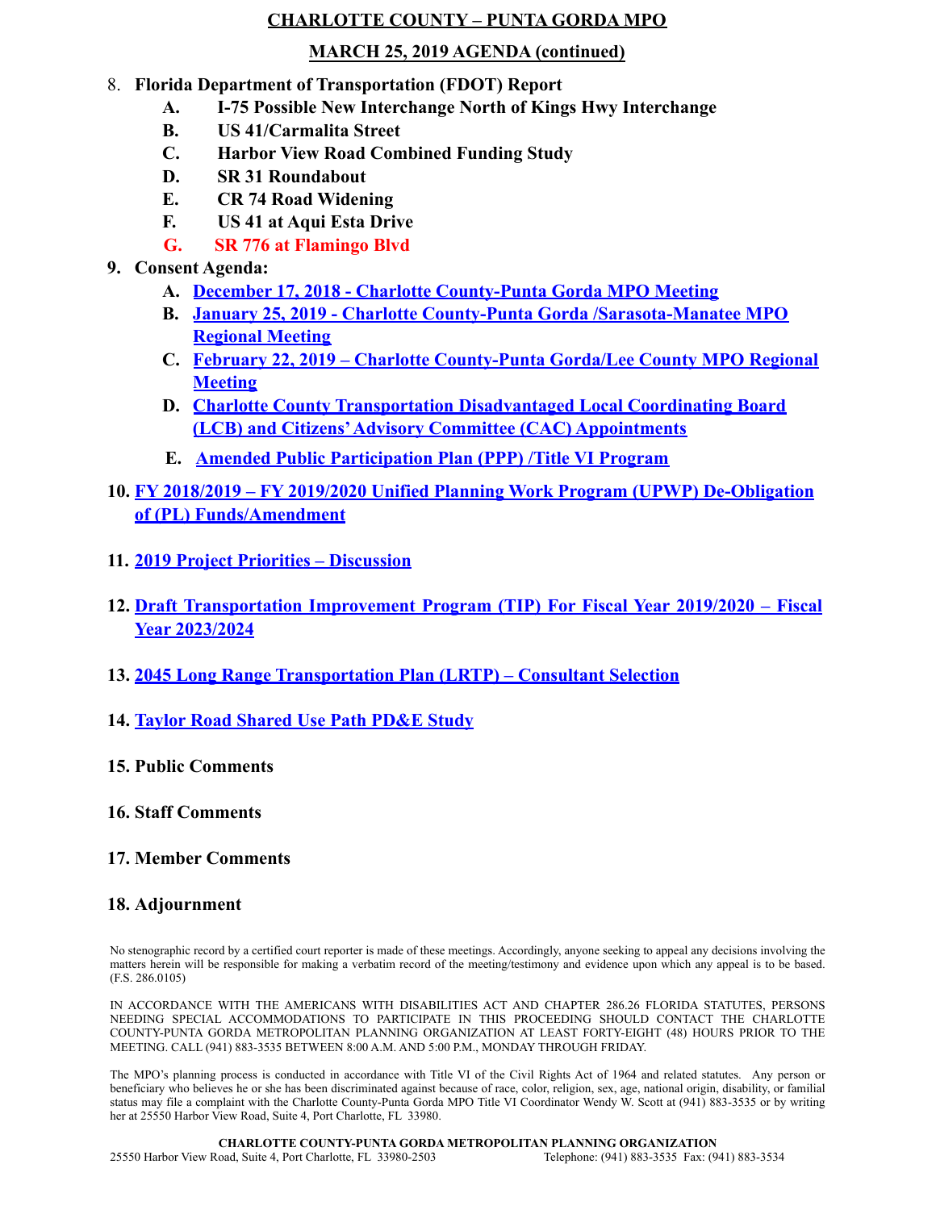## CHARLOTTE COUNTY – PUNTA GORDA MPO

## MARCH 25, 2019 AGENDA (continued)

8. **Florida Department of Transportation (FDOT) Report**
   - **A. I-75 Possible New Interchange North of Kings Hwy Interchange**
   - **B. US 41/Carmalita Street**
   - **C. Harbor View Road Combined Funding Study**
   - **D. SR 31 Roundabout**
   - **E. CR 74 Road Widening**
   - **F. US 41 at Aqui Esta Drive**
   - **G. SR 776 at Flamingo Blvd**
9. **Consent Agenda:**
   - **A. December 17, 2018 - Charlotte County-Punta Gorda MPO Meeting**
   - **B. January 25, 2019 - Charlotte County-Punta Gorda /Sarasota-Manatee MPO Regional Meeting**
   - **C. February 22, 2019 – Charlotte County-Punta Gorda/Lee County MPO Regional Meeting**
   - **D. Charlotte County Transportation Disadvantaged Local Coordinating Board (LCB) and Citizens' Advisory Committee (CAC) Appointments**
   - **E. Amended Public Participation Plan (PPP) /Title VI Program**
10. **FY 2018/2019 – FY 2019/2020 Unified Planning Work Program (UPWP) De-Obligation of (PL) Funds/Amendment**
11. **2019 Project Priorities – Discussion**
12. **Draft Transportation Improvement Program (TIP) For Fiscal Year 2019/2020 – Fiscal Year 2023/2024**
13. **2045 Long Range Transportation Plan (LRTP) – Consultant Selection**
14. **Taylor Road Shared Use Path PD&E Study**
15. **Public Comments**
16. **Staff Comments**
17. **Member Comments**
18. **Adjournment**

No stenographic record by a certified court reporter is made of these meetings. Accordingly, anyone seeking to appeal any decisions involving the matters herein will be responsible for making a verbatim record of the meeting/testimony and evidence upon which any appeal is to be based. (F.S. 286.0105)

IN ACCORDANCE WITH THE AMERICANS WITH DISABILITIES ACT AND CHAPTER 286.26 FLORIDA STATUTES, PERSONS NEEDING SPECIAL ACCOMMODATIONS TO PARTICIPATE IN THIS PROCEEDING SHOULD CONTACT THE CHARLOTTE COUNTY-PUNTA GORDA METROPOLITAN PLANNING ORGANIZATION AT LEAST FORTY-EIGHT (48) HOURS PRIOR TO THE MEETING. CALL (941) 883-3535 BETWEEN 8:00 A.M. AND 5:00 P.M., MONDAY THROUGH FRIDAY.

The MPO's planning process is conducted in accordance with Title VI of the Civil Rights Act of 1964 and related statutes. Any person or beneficiary who believes he or she has been discriminated against because of race, color, religion, sex, age, national origin, disability, or familial status may file a complaint with the Charlotte County-Punta Gorda MPO Title VI Coordinator Wendy W. Scott at (941) 883-3535 or by writing her at 25550 Harbor View Road, Suite 4, Port Charlotte, FL 33980.

**CHARLOTTE COUNTY-PUNTA GORDA METROPOLITAN PLANNING ORGANIZATION**
25550 Harbor View Road, Suite 4, Port Charlotte, FL 33980-2503 Telephone: (941) 883-3535 Fax: (941) 883-3534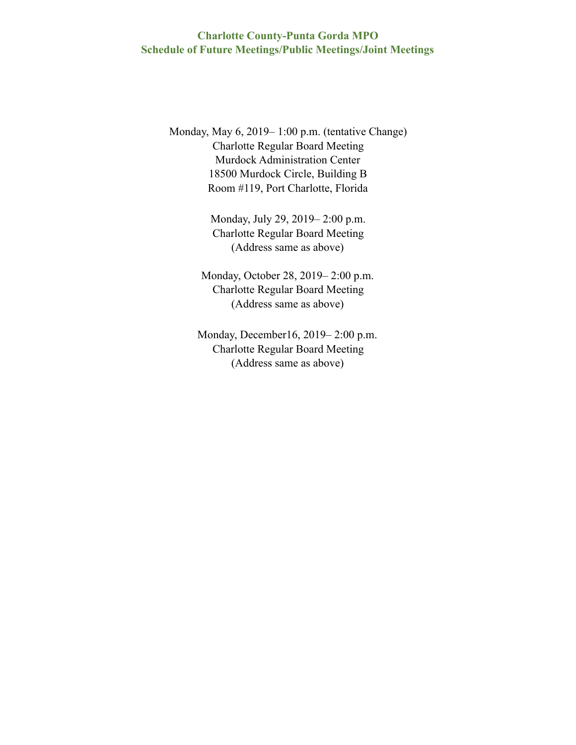**Charlotte County-Punta Gorda MPO**
**Schedule of Future Meetings/Public Meetings/Joint Meetings**

Monday, May 6, 2019– 1:00 p.m. (tentative Change)
Charlotte Regular Board Meeting
Murdock Administration Center
18500 Murdock Circle, Building B
Room #119, Port Charlotte, Florida

Monday, July 29, 2019– 2:00 p.m.
Charlotte Regular Board Meeting
(Address same as above)

Monday, October 28, 2019– 2:00 p.m.
Charlotte Regular Board Meeting
(Address same as above)

Monday, December16, 2019– 2:00 p.m.
Charlotte Regular Board Meeting
(Address same as above)